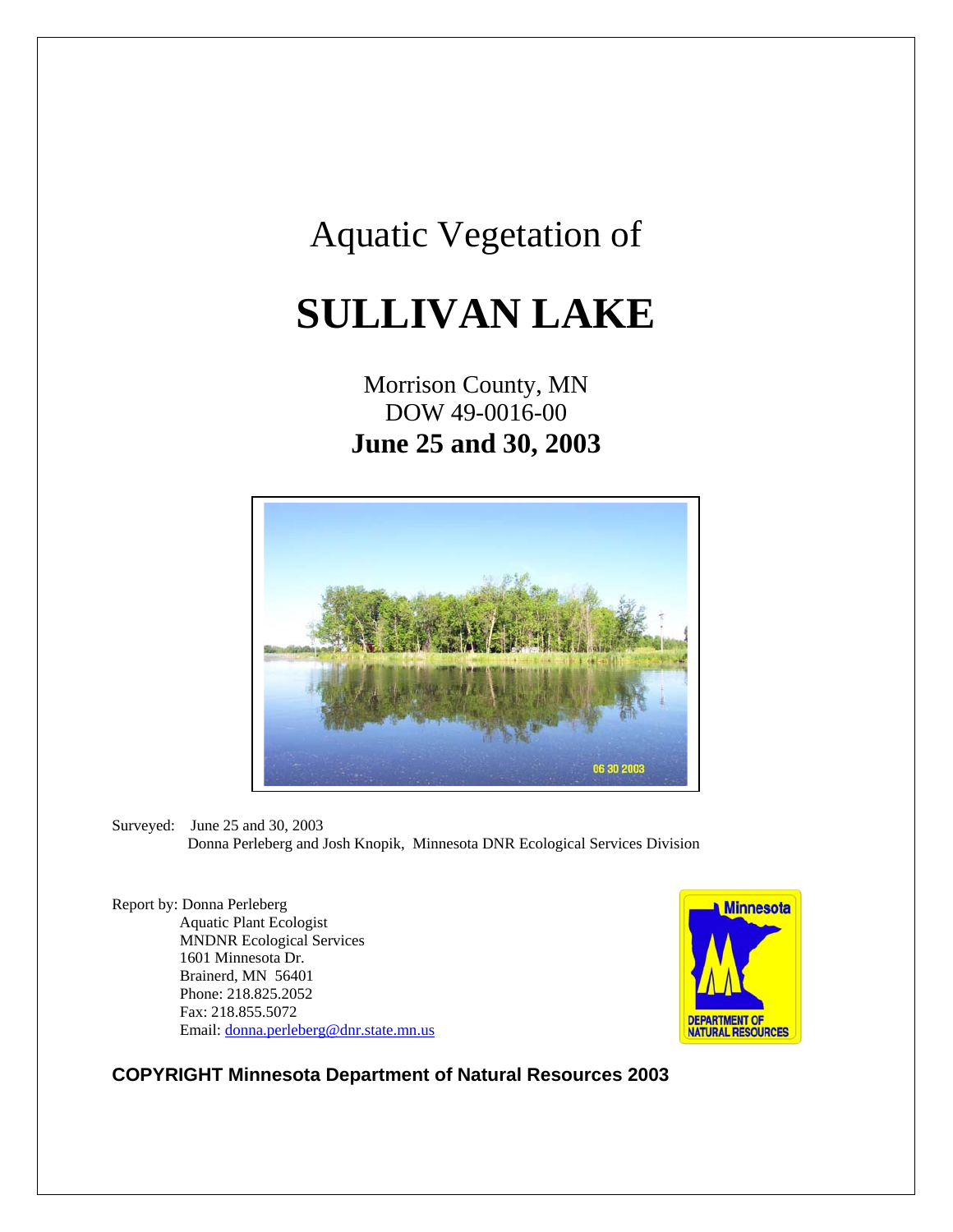Aquatic Vegetation of

# SULLIVAN LAKE

Morrison County, MN
DOW 49-0016-00
**June 25 and 30, 2003**

Surveyed: June 25 and 30, 2003
Donna Perleberg and Josh Knopik, Minnesota DNR Ecological Services Division

Report by: Donna Perleberg
Aquatic Plant Ecologist
MNDNR Ecological Services
1601 Minnesota Dr.
Brainerd, MN 56401
Phone: 218.825.2052
Fax: 218.855.5072
Email: donna.perleberg@dnr.state.mn.us

**COPYRIGHT Minnesota Department of Natural Resources 2003**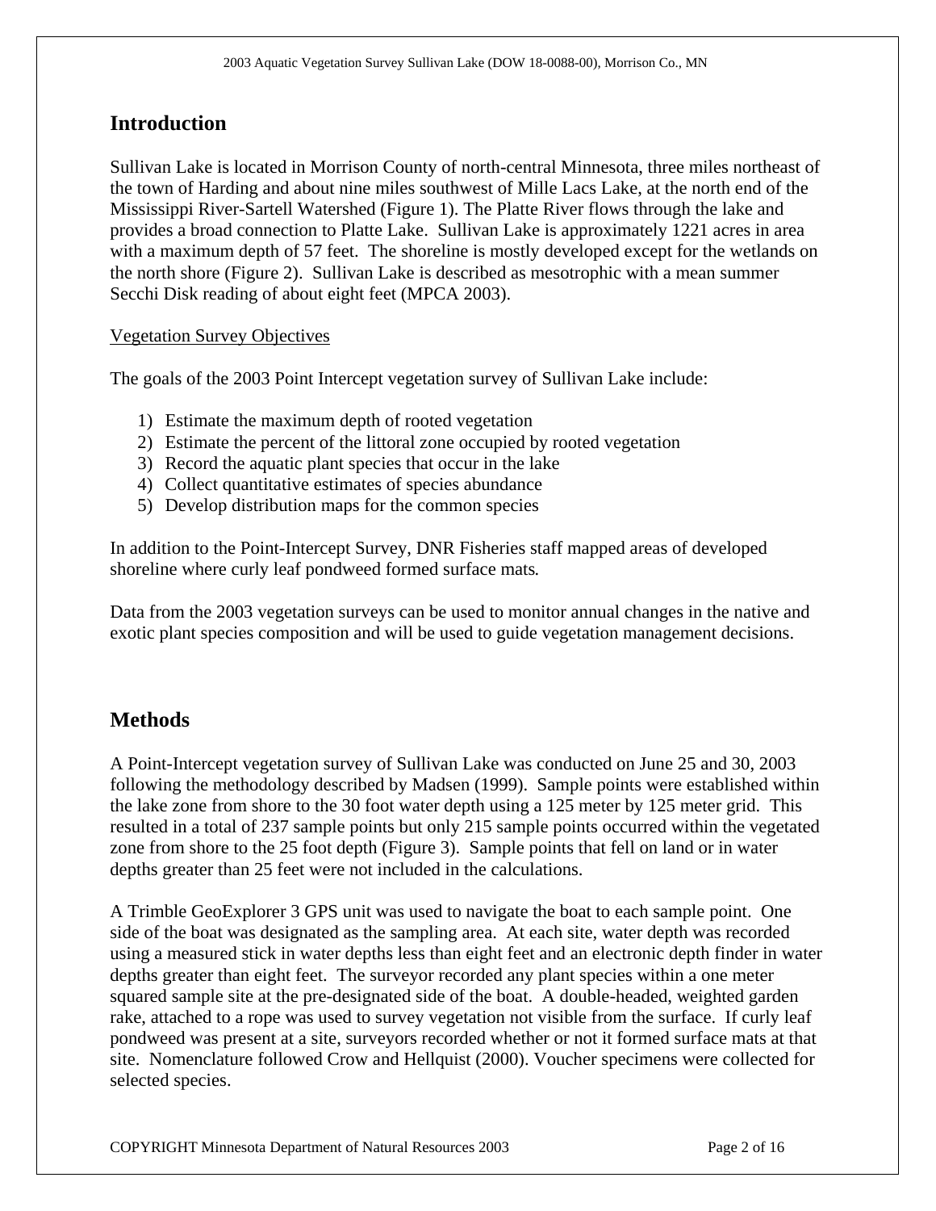## Introduction

Sullivan Lake is located in Morrison County of north-central Minnesota, three miles northeast of the town of Harding and about nine miles southwest of Mille Lacs Lake, at the north end of the Mississippi River-Sartell Watershed (Figure 1). The Platte River flows through the lake and provides a broad connection to Platte Lake. Sullivan Lake is approximately 1221 acres in area with a maximum depth of 57 feet. The shoreline is mostly developed except for the wetlands on the north shore (Figure 2). Sullivan Lake is described as mesotrophic with a mean summer Secchi Disk reading of about eight feet (MPCA 2003).

Vegetation Survey Objectives

The goals of the 2003 Point Intercept vegetation survey of Sullivan Lake include:

1) Estimate the maximum depth of rooted vegetation
2) Estimate the percent of the littoral zone occupied by rooted vegetation
3) Record the aquatic plant species that occur in the lake
4) Collect quantitative estimates of species abundance
5) Develop distribution maps for the common species

In addition to the Point-Intercept Survey, DNR Fisheries staff mapped areas of developed shoreline where curly leaf pondweed formed surface mats.

Data from the 2003 vegetation surveys can be used to monitor annual changes in the native and exotic plant species composition and will be used to guide vegetation management decisions.

## Methods

A Point-Intercept vegetation survey of Sullivan Lake was conducted on June 25 and 30, 2003 following the methodology described by Madsen (1999). Sample points were established within the lake zone from shore to the 30 foot water depth using a 125 meter by 125 meter grid. This resulted in a total of 237 sample points but only 215 sample points occurred within the vegetated zone from shore to the 25 foot depth (Figure 3). Sample points that fell on land or in water depths greater than 25 feet were not included in the calculations.

A Trimble GeoExplorer 3 GPS unit was used to navigate the boat to each sample point. One side of the boat was designated as the sampling area. At each site, water depth was recorded using a measured stick in water depths less than eight feet and an electronic depth finder in water depths greater than eight feet. The surveyor recorded any plant species within a one meter squared sample site at the pre-designated side of the boat. A double-headed, weighted garden rake, attached to a rope was used to survey vegetation not visible from the surface. If curly leaf pondweed was present at a site, surveyors recorded whether or not it formed surface mats at that site. Nomenclature followed Crow and Hellquist (2000). Voucher specimens were collected for selected species.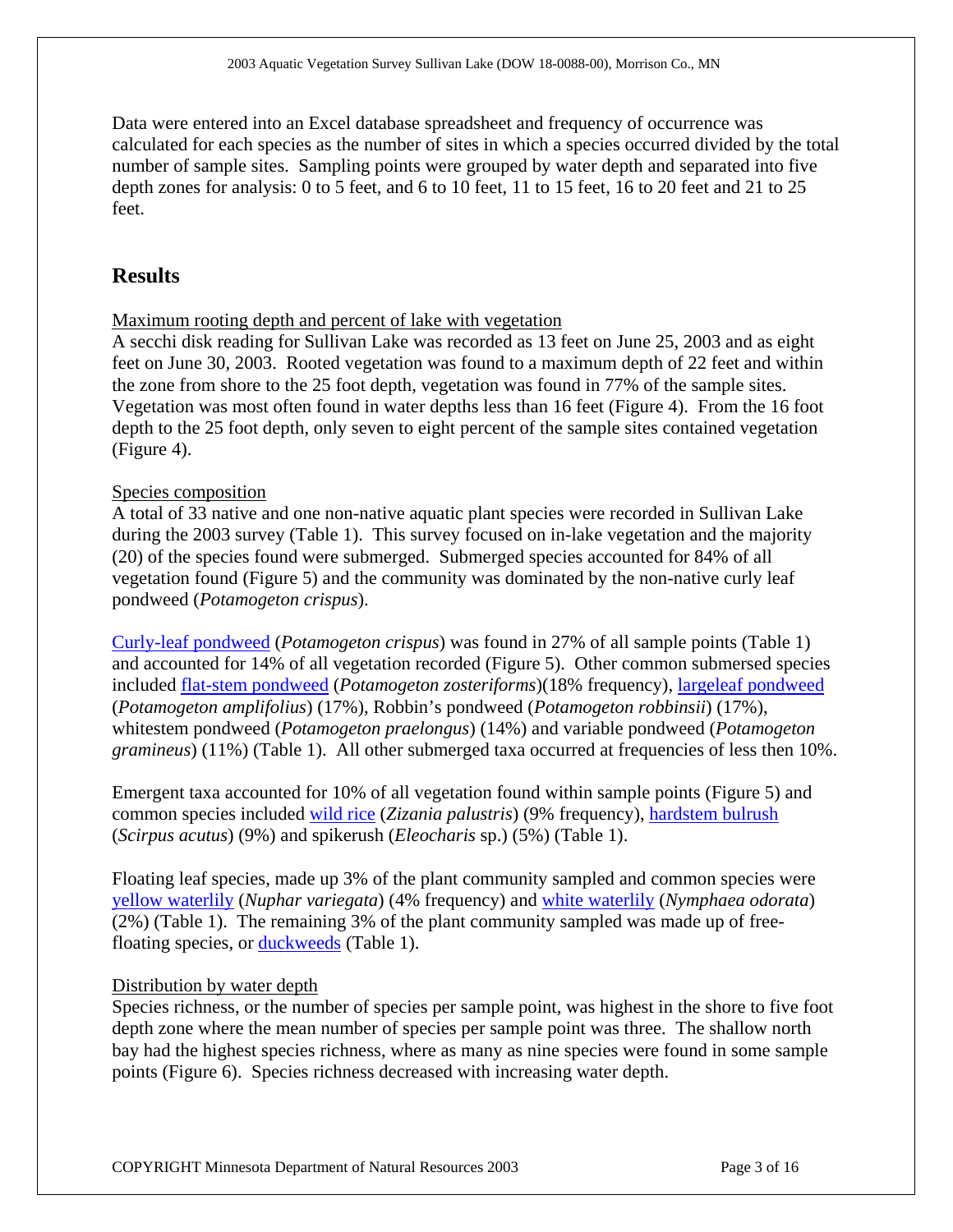Data were entered into an Excel database spreadsheet and frequency of occurrence was calculated for each species as the number of sites in which a species occurred divided by the total number of sample sites. Sampling points were grouped by water depth and separated into five depth zones for analysis: 0 to 5 feet, and 6 to 10 feet, 11 to 15 feet, 16 to 20 feet and 21 to 25 feet.

## Results

<u>Maximum rooting depth and percent of lake with vegetation</u>

A secchi disk reading for Sullivan Lake was recorded as 13 feet on June 25, 2003 and as eight feet on June 30, 2003. Rooted vegetation was found to a maximum depth of 22 feet and within the zone from shore to the 25 foot depth, vegetation was found in 77% of the sample sites. Vegetation was most often found in water depths less than 16 feet (Figure 4). From the 16 foot depth to the 25 foot depth, only seven to eight percent of the sample sites contained vegetation (Figure 4).

<u>Species composition</u>

A total of 33 native and one non-native aquatic plant species were recorded in Sullivan Lake during the 2003 survey (Table 1). This survey focused on in-lake vegetation and the majority (20) of the species found were submerged. Submerged species accounted for 84% of all vegetation found (Figure 5) and the community was dominated by the non-native curly leaf pondweed (*Potamogeton crispus*).

Curly-leaf pondweed (*Potamogeton crispus*) was found in 27% of all sample points (Table 1) and accounted for 14% of all vegetation recorded (Figure 5). Other common submersed species included flat-stem pondweed (*Potamogeton zosteriforms*)(18% frequency), largeleaf pondweed (*Potamogeton amplifolius*) (17%), Robbin's pondweed (*Potamogeton robbinsii*) (17%), whitestem pondweed (*Potamogeton praelongus*) (14%) and variable pondweed (*Potamogeton gramineus*) (11%) (Table 1). All other submerged taxa occurred at frequencies of less then 10%.

Emergent taxa accounted for 10% of all vegetation found within sample points (Figure 5) and common species included wild rice (*Zizania palustris*) (9% frequency), hardstem bulrush (*Scirpus acutus*) (9%) and spikerush (*Eleocharis* sp.) (5%) (Table 1).

Floating leaf species, made up 3% of the plant community sampled and common species were yellow waterlily (*Nuphar variegata*) (4% frequency) and white waterlily (*Nymphaea odorata*) (2%) (Table 1). The remaining 3% of the plant community sampled was made up of free-floating species, or duckweeds (Table 1).

<u>Distribution by water depth</u>

Species richness, or the number of species per sample point, was highest in the shore to five foot depth zone where the mean number of species per sample point was three. The shallow north bay had the highest species richness, where as many as nine species were found in some sample points (Figure 6). Species richness decreased with increasing water depth.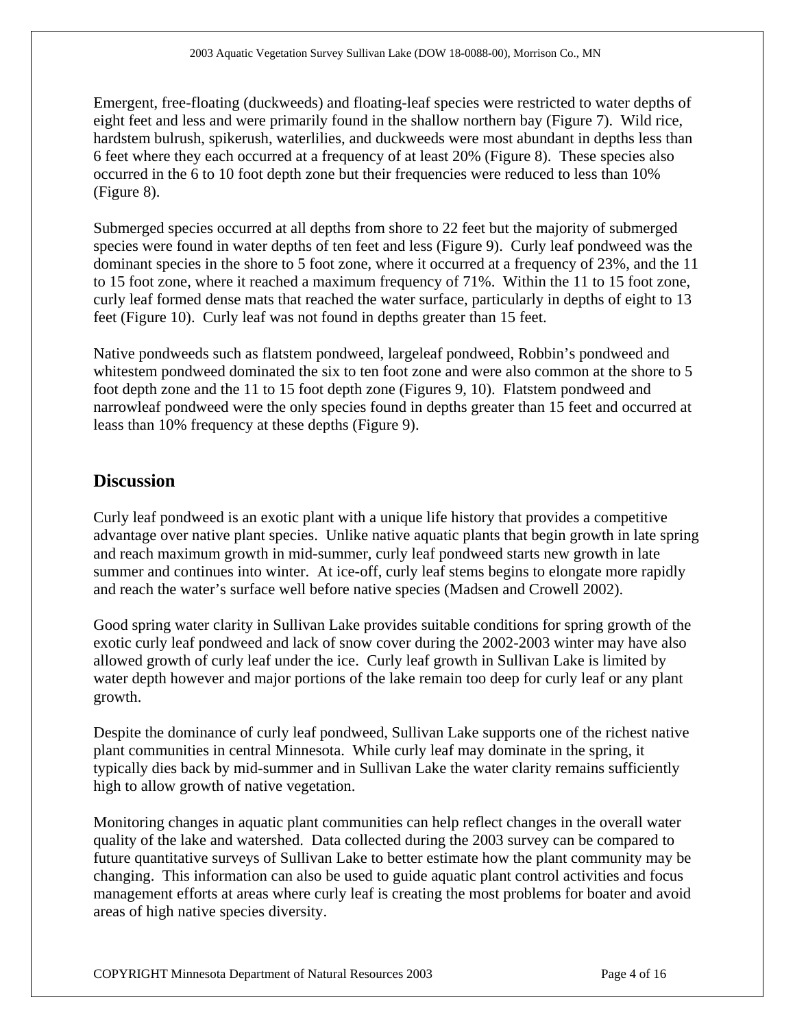Emergent, free-floating (duckweeds) and floating-leaf species were restricted to water depths of eight feet and less and were primarily found in the shallow northern bay (Figure 7). Wild rice, hardstem bulrush, spikerush, waterlilies, and duckweeds were most abundant in depths less than 6 feet where they each occurred at a frequency of at least 20% (Figure 8). These species also occurred in the 6 to 10 foot depth zone but their frequencies were reduced to less than 10% (Figure 8).

Submerged species occurred at all depths from shore to 22 feet but the majority of submerged species were found in water depths of ten feet and less (Figure 9). Curly leaf pondweed was the dominant species in the shore to 5 foot zone, where it occurred at a frequency of 23%, and the 11 to 15 foot zone, where it reached a maximum frequency of 71%. Within the 11 to 15 foot zone, curly leaf formed dense mats that reached the water surface, particularly in depths of eight to 13 feet (Figure 10). Curly leaf was not found in depths greater than 15 feet.

Native pondweeds such as flatstem pondweed, largeleaf pondweed, Robbin's pondweed and whitestem pondweed dominated the six to ten foot zone and were also common at the shore to 5 foot depth zone and the 11 to 15 foot depth zone (Figures 9, 10). Flatstem pondweed and narrowleaf pondweed were the only species found in depths greater than 15 feet and occurred at leass than 10% frequency at these depths (Figure 9).

## Discussion

Curly leaf pondweed is an exotic plant with a unique life history that provides a competitive advantage over native plant species. Unlike native aquatic plants that begin growth in late spring and reach maximum growth in mid-summer, curly leaf pondweed starts new growth in late summer and continues into winter. At ice-off, curly leaf stems begins to elongate more rapidly and reach the water's surface well before native species (Madsen and Crowell 2002).

Good spring water clarity in Sullivan Lake provides suitable conditions for spring growth of the exotic curly leaf pondweed and lack of snow cover during the 2002-2003 winter may have also allowed growth of curly leaf under the ice. Curly leaf growth in Sullivan Lake is limited by water depth however and major portions of the lake remain too deep for curly leaf or any plant growth.

Despite the dominance of curly leaf pondweed, Sullivan Lake supports one of the richest native plant communities in central Minnesota. While curly leaf may dominate in the spring, it typically dies back by mid-summer and in Sullivan Lake the water clarity remains sufficiently high to allow growth of native vegetation.

Monitoring changes in aquatic plant communities can help reflect changes in the overall water quality of the lake and watershed. Data collected during the 2003 survey can be compared to future quantitative surveys of Sullivan Lake to better estimate how the plant community may be changing. This information can also be used to guide aquatic plant control activities and focus management efforts at areas where curly leaf is creating the most problems for boater and avoid areas of high native species diversity.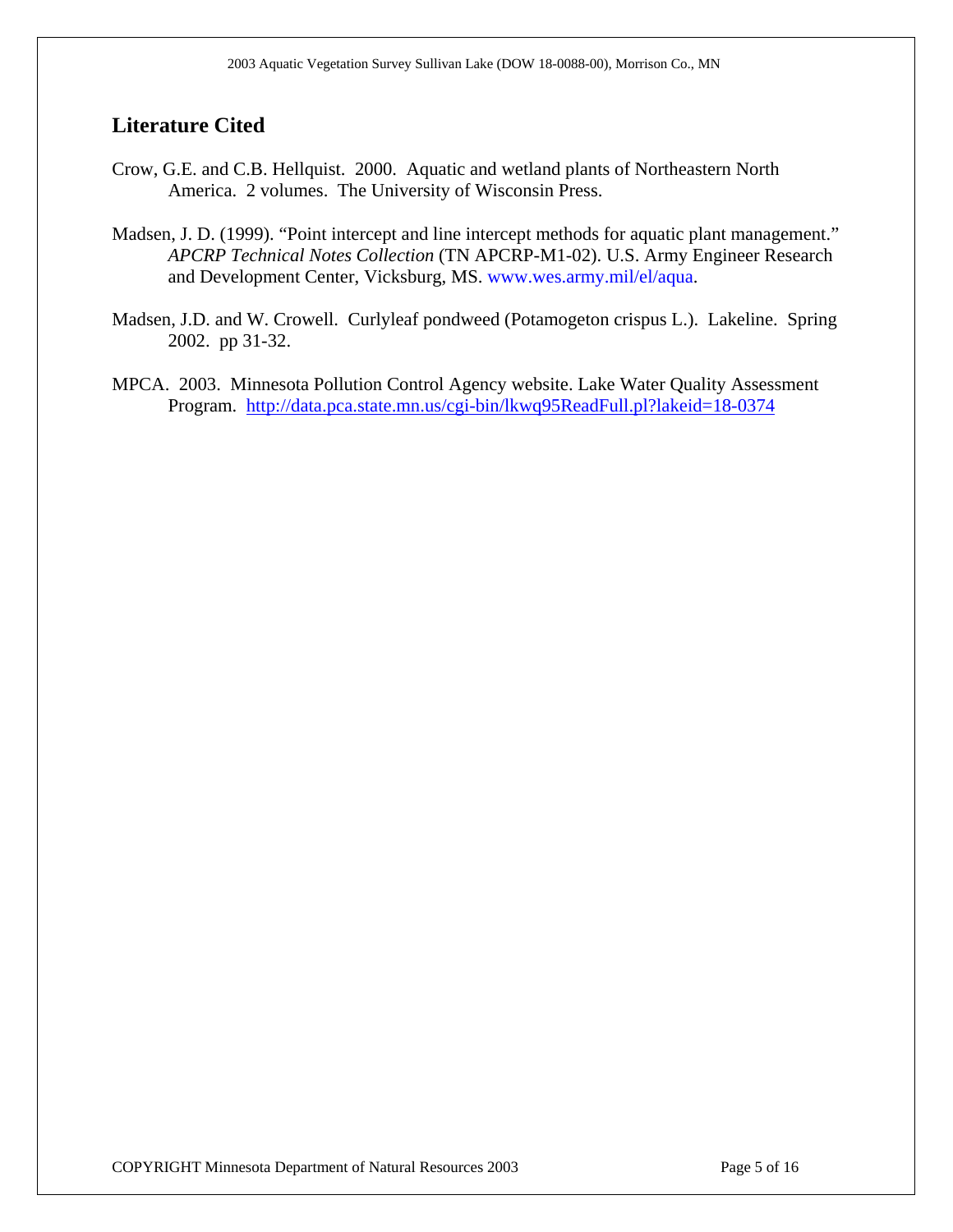## Literature Cited

Crow, G.E. and C.B. Hellquist. 2000. Aquatic and wetland plants of Northeastern North America. 2 volumes. The University of Wisconsin Press.

Madsen, J. D. (1999). "Point intercept and line intercept methods for aquatic plant management." *APCRP Technical Notes Collection* (TN APCRP-M1-02). U.S. Army Engineer Research and Development Center, Vicksburg, MS. www.wes.army.mil/el/aqua.

Madsen, J.D. and W. Crowell. Curlyleaf pondweed (Potamogeton crispus L.). Lakeline. Spring 2002. pp 31-32.

MPCA. 2003. Minnesota Pollution Control Agency website. Lake Water Quality Assessment Program. http://data.pca.state.mn.us/cgi-bin/lkwq95ReadFull.pl?lakeid=18-0374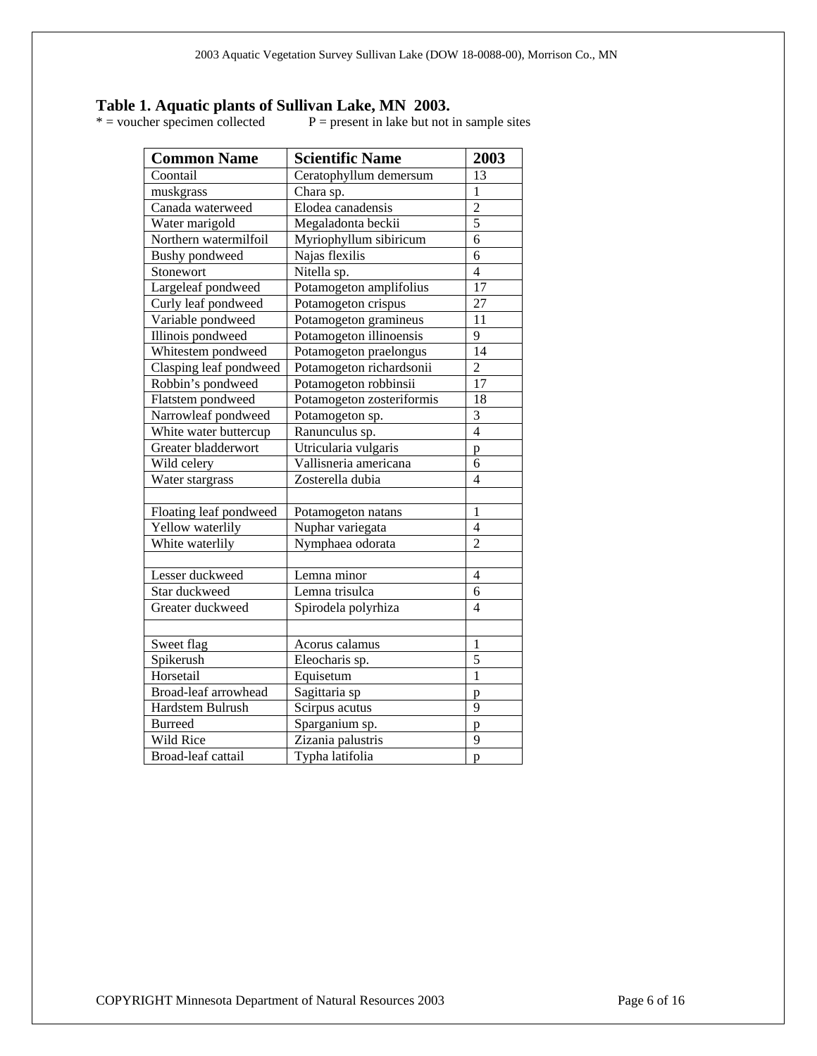### Table 1. Aquatic plants of Sullivan Lake, MN 2003.

\* = voucher specimen collected P = present in lake but not in sample sites

| Common Name | Scientific Name | 2003 |
|---|---|---|
| Coontail | Ceratophyllum demersum | 13 |
| muskgrass | Chara sp. | 1 |
| Canada waterweed | Elodea canadensis | 2 |
| Water marigold | Megaladonta beckii | 5 |
| Northern watermilfoil | Myriophyllum sibiricum | 6 |
| Bushy pondweed | Najas flexilis | 6 |
| Stonewort | Nitella sp. | 4 |
| Largeleaf pondweed | Potamogeton amplifolius | 17 |
| Curly leaf pondweed | Potamogeton crispus | 27 |
| Variable pondweed | Potamogeton gramineus | 11 |
| Illinois pondweed | Potamogeton illinoensis | 9 |
| Whitestem pondweed | Potamogeton praelongus | 14 |
| Clasping leaf pondweed | Potamogeton richardsonii | 2 |
| Robbin's pondweed | Potamogeton robbinsii | 17 |
| Flatstem pondweed | Potamogeton zosteriformis | 18 |
| Narrowleaf pondweed | Potamogeton sp. | 3 |
| White water buttercup | Ranunculus sp. | 4 |
| Greater bladderwort | Utricularia vulgaris | p |
| Wild celery | Vallisneria americana | 6 |
| Water stargrass | Zosterella dubia | 4 |
| | | |
| Floating leaf pondweed | Potamogeton natans | 1 |
| Yellow waterlily | Nuphar variegata | 4 |
| White waterlily | Nymphaea odorata | 2 |
| | | |
| Lesser duckweed | Lemna minor | 4 |
| Star duckweed | Lemna trisulca | 6 |
| Greater duckweed | Spirodela polyrhiza | 4 |
| | | |
| Sweet flag | Acorus calamus | 1 |
| Spikerush | Eleocharis sp. | 5 |
| Horsetail | Equisetum | 1 |
| Broad-leaf arrowhead | Sagittaria sp | p |
| Hardstem Bulrush | Scirpus acutus | 9 |
| Burreed | Sparganium sp. | p |
| Wild Rice | Zizania palustris | 9 |
| Broad-leaf cattail | Typha latifolia | p |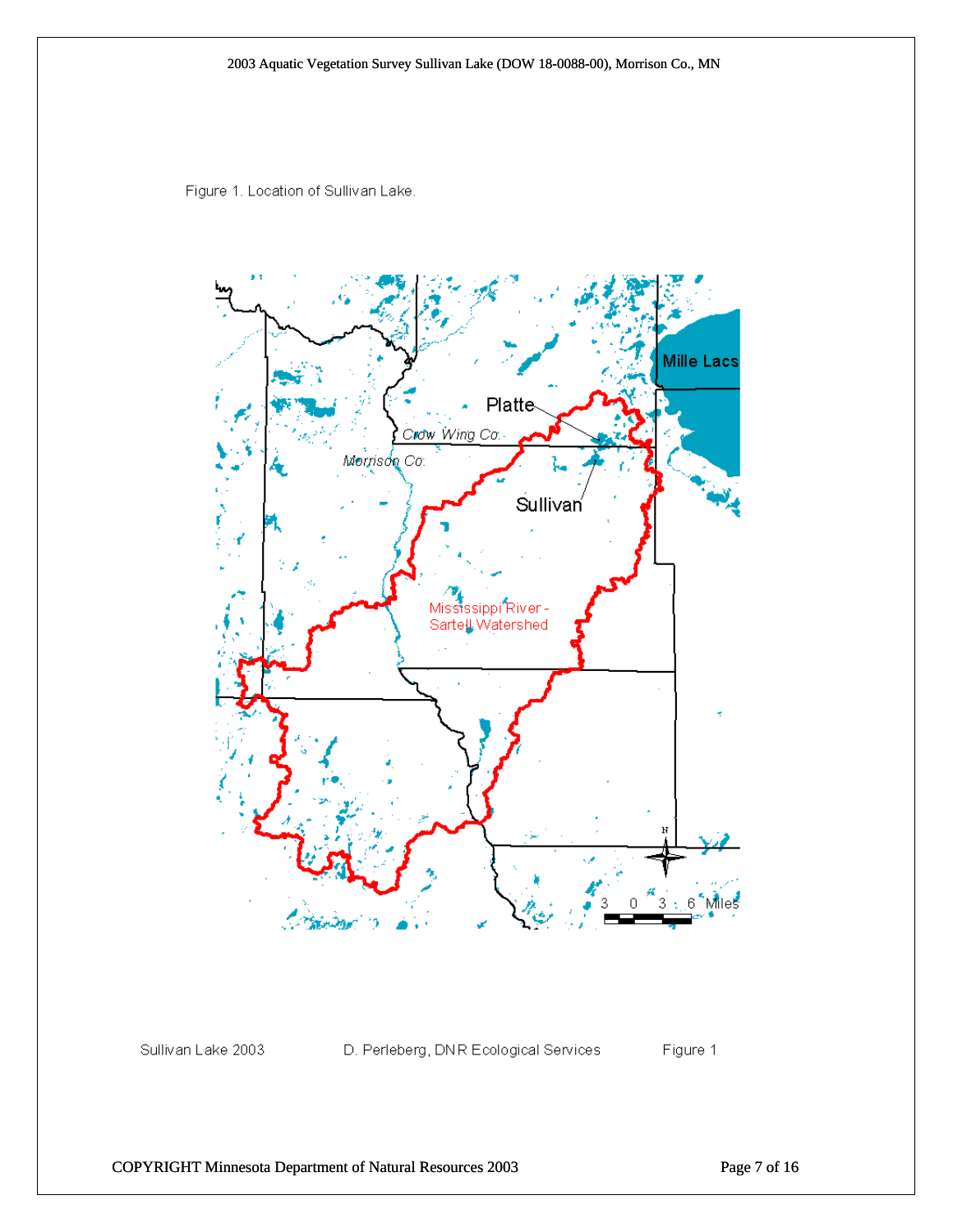Figure 1. Location of Sullivan Lake.

Mille Lacs

Platte

Crow Wing Co.

Morrison Co.

Sullivan

Mississippi River - Sartell Watershed

3 0 3 6 Miles

Sullivan Lake 2003 D. Perleberg, DNR Ecological Services Figure 1

COPYRIGHT Minnesota Department of Natural Resources 2003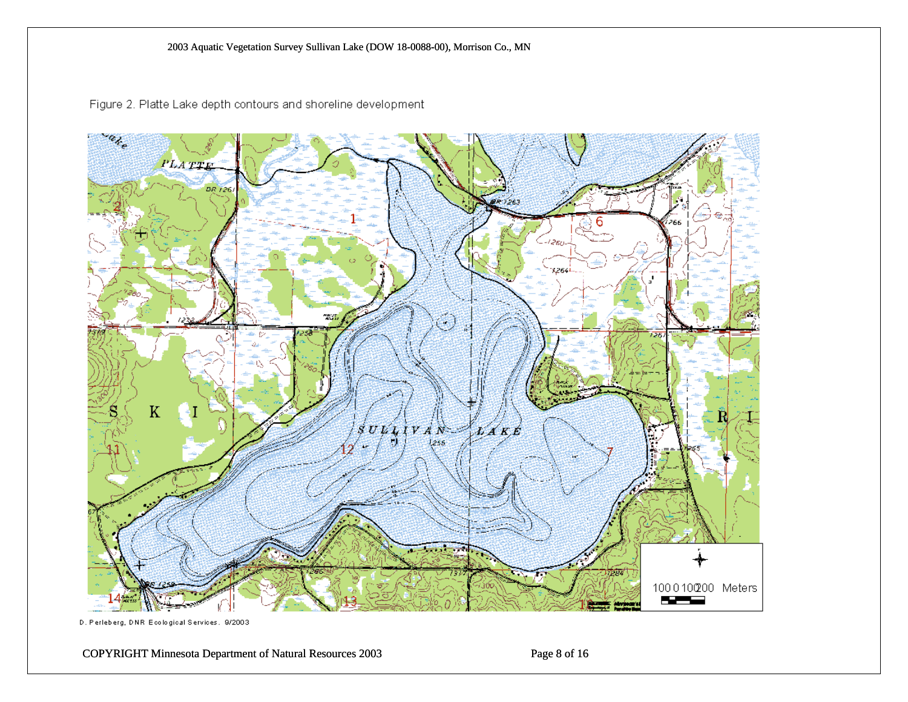Figure 2. Platte Lake depth contours and shoreline development

D. Perleberg, DNR Ecological Services. 9/2003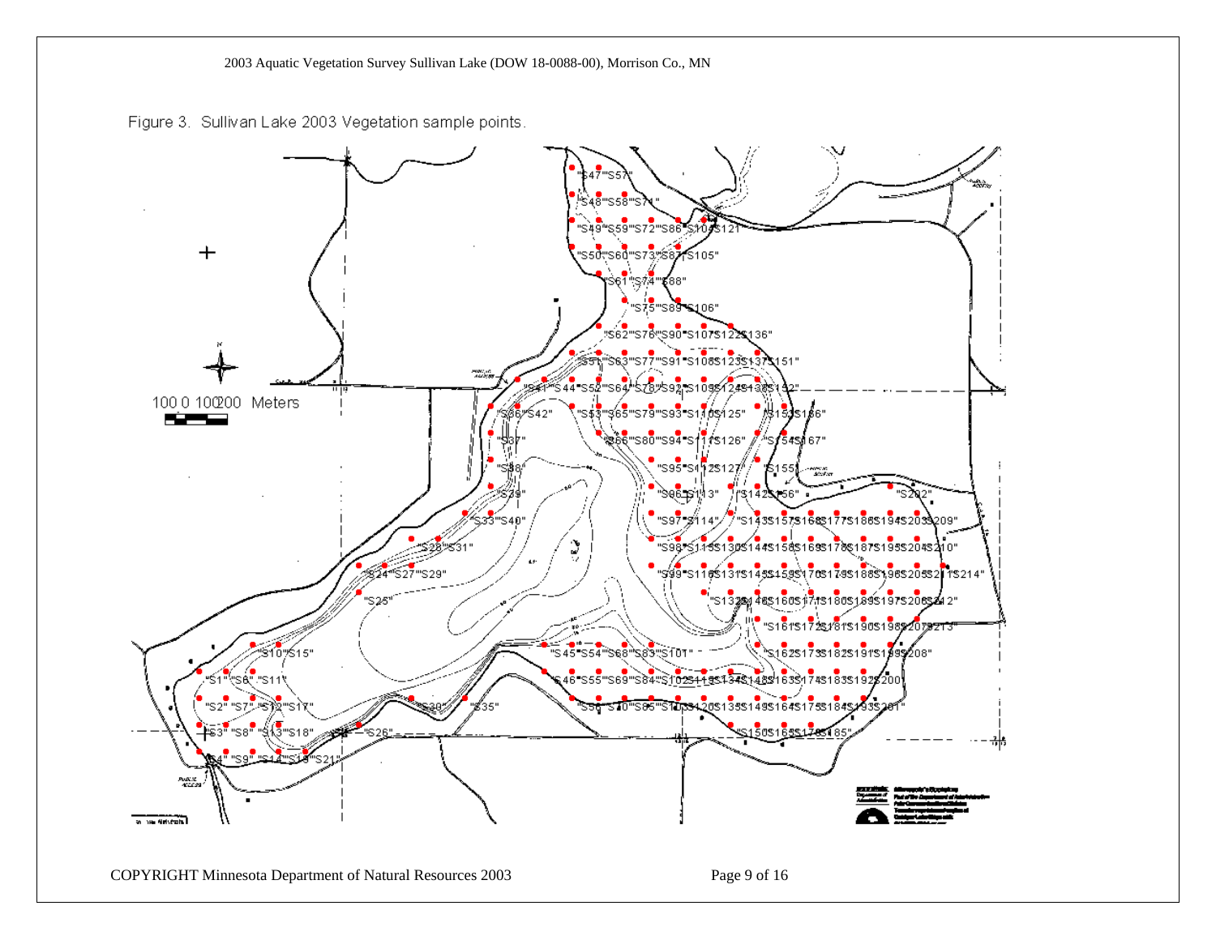Figure 3. Sullivan Lake 2003 Vegetation sample points.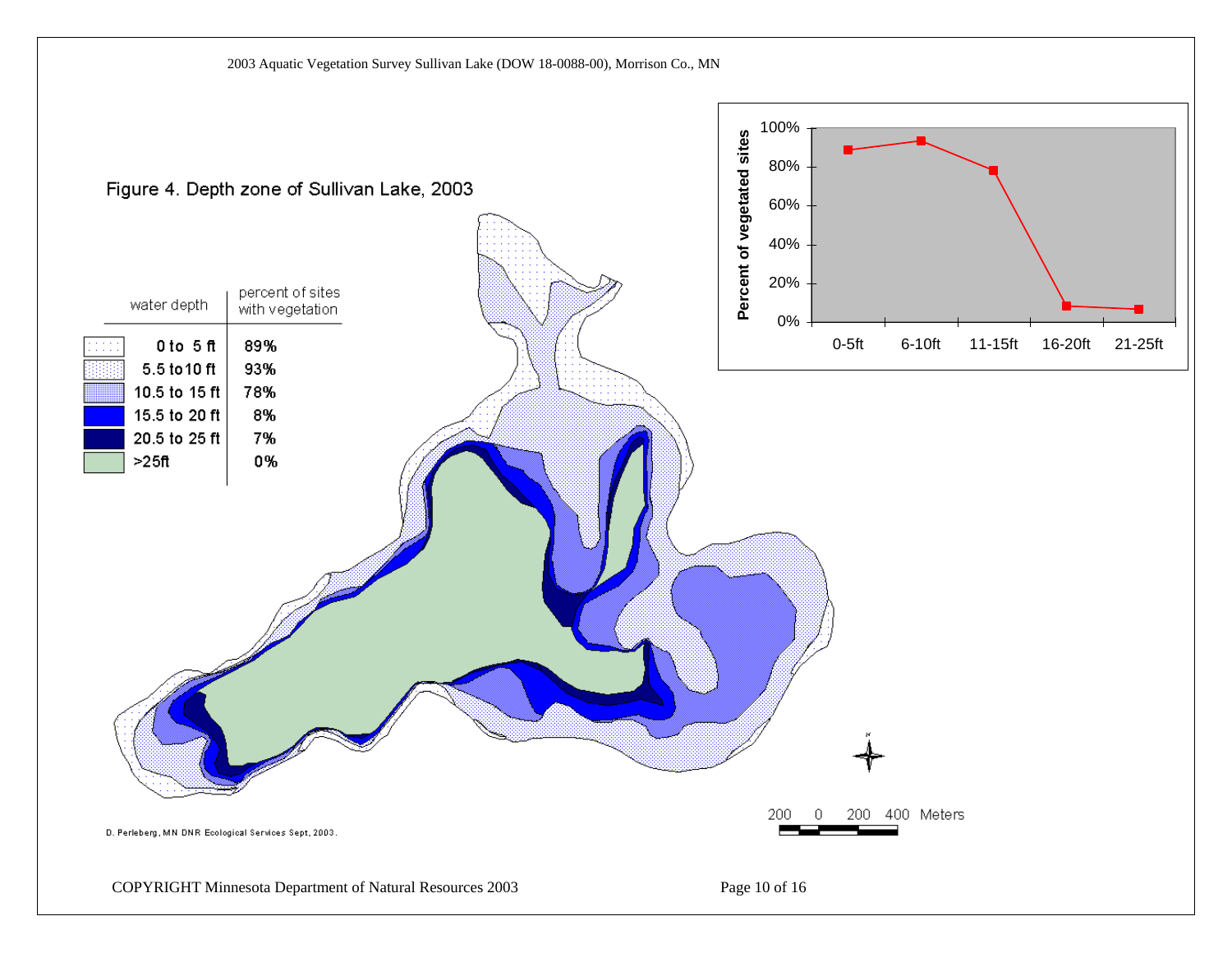2003 Aquatic Vegetation Survey Sullivan Lake (DOW 18-0088-00), Morrison Co., MN

Figure 4. Depth zone of Sullivan Lake, 2003

| water depth | percent of sites with vegetation |
|---|---|
| 0 to 5 ft | 89% |
| 5.5 to 10 ft | 93% |
| 10.5 to 15 ft | 78% |
| 15.5 to 20 ft | 8% |
| 20.5 to 25 ft | 7% |
| >25ft | 0% |

Percent of vegetated sites

| Depth | Percent of vegetated sites |
|---|---|
| 0-5ft | 89% |
| 6-10ft | 93% |
| 11-15ft | 78% |
| 16-20ft | 8% |
| 21-25ft | 7% |

200 0 200 400 Meters

D. Perleberg, MN DNR Ecological Services Sept, 2003.

COPYRIGHT Minnesota Department of Natural Resources 2003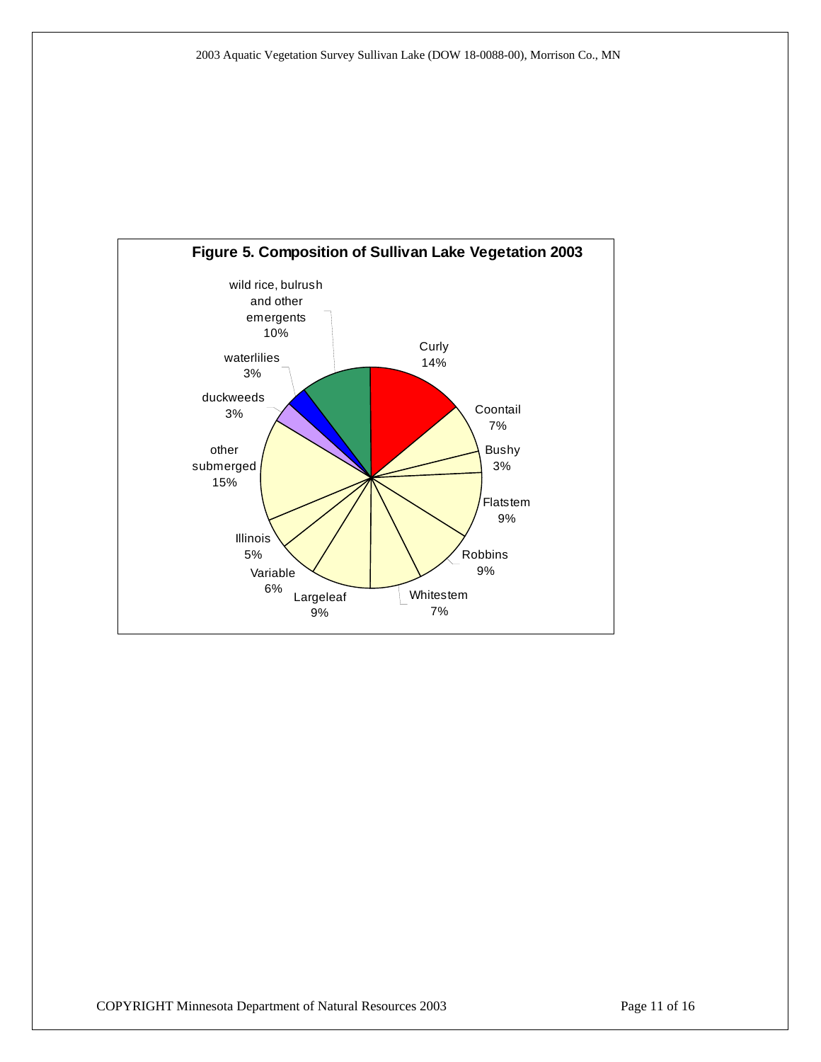**Figure 5. Composition of Sullivan Lake Vegetation 2003**

Curly 14%
Coontail 7%
Bushy 3%
Flatstem 9%
Robbins 9%
Whitestem 7%
Largeleaf 9%
Variable 6%
Illinois 5%
other submerged 15%
duckweeds 3%
waterlilies 3%
wild rice, bulrush and other emergents 10%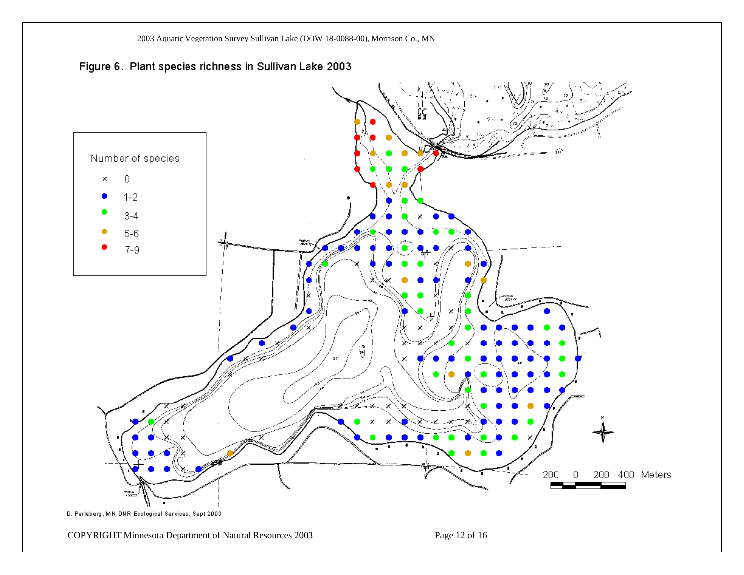Figure 6. Plant species richness in Sullivan Lake 2003

Number of species

× 0
● 1-2
● 3-4
● 5-6
● 7-9

200 0 200 400 Meters

D. Perleberg, MN DNR Ecological Services, Sept 2003

COPYRIGHT Minnesota Department of Natural Resources 2003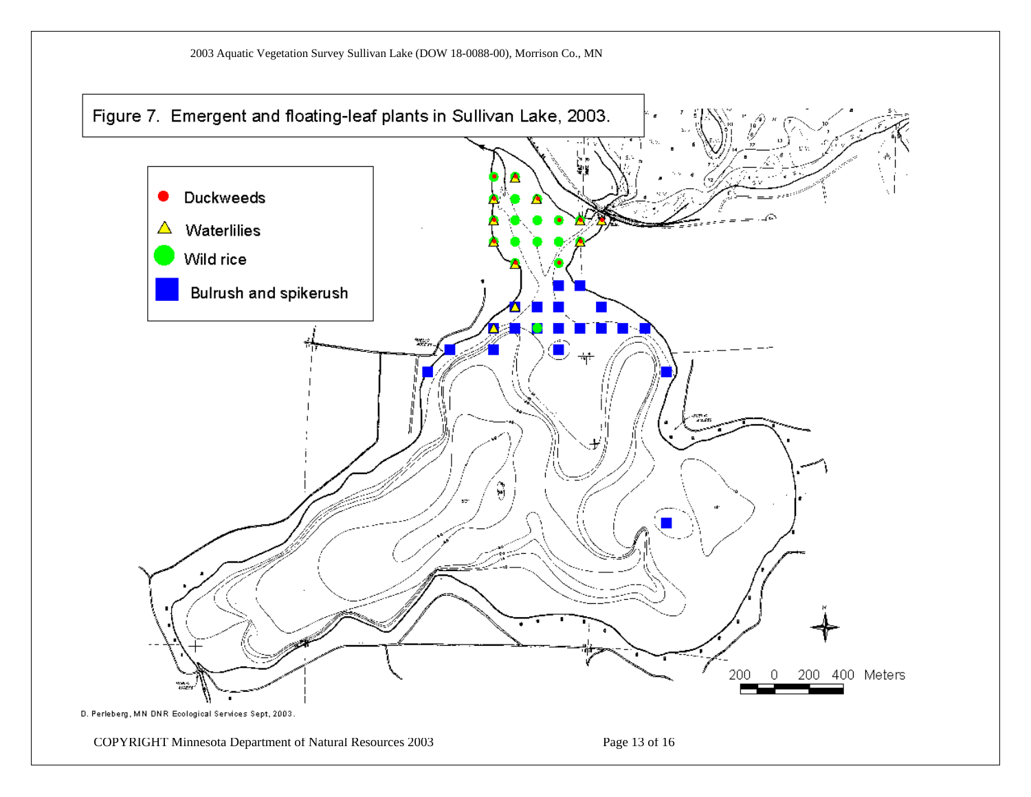Figure 7. Emergent and floating-leaf plants in Sullivan Lake, 2003.

- Duckweeds
- Waterlilies
- Wild rice
- Bulrush and spikerush

200 0 200 400 Meters

D. Perleberg, MN DNR Ecological Services Sept, 2003.

COPYRIGHT Minnesota Department of Natural Resources 2003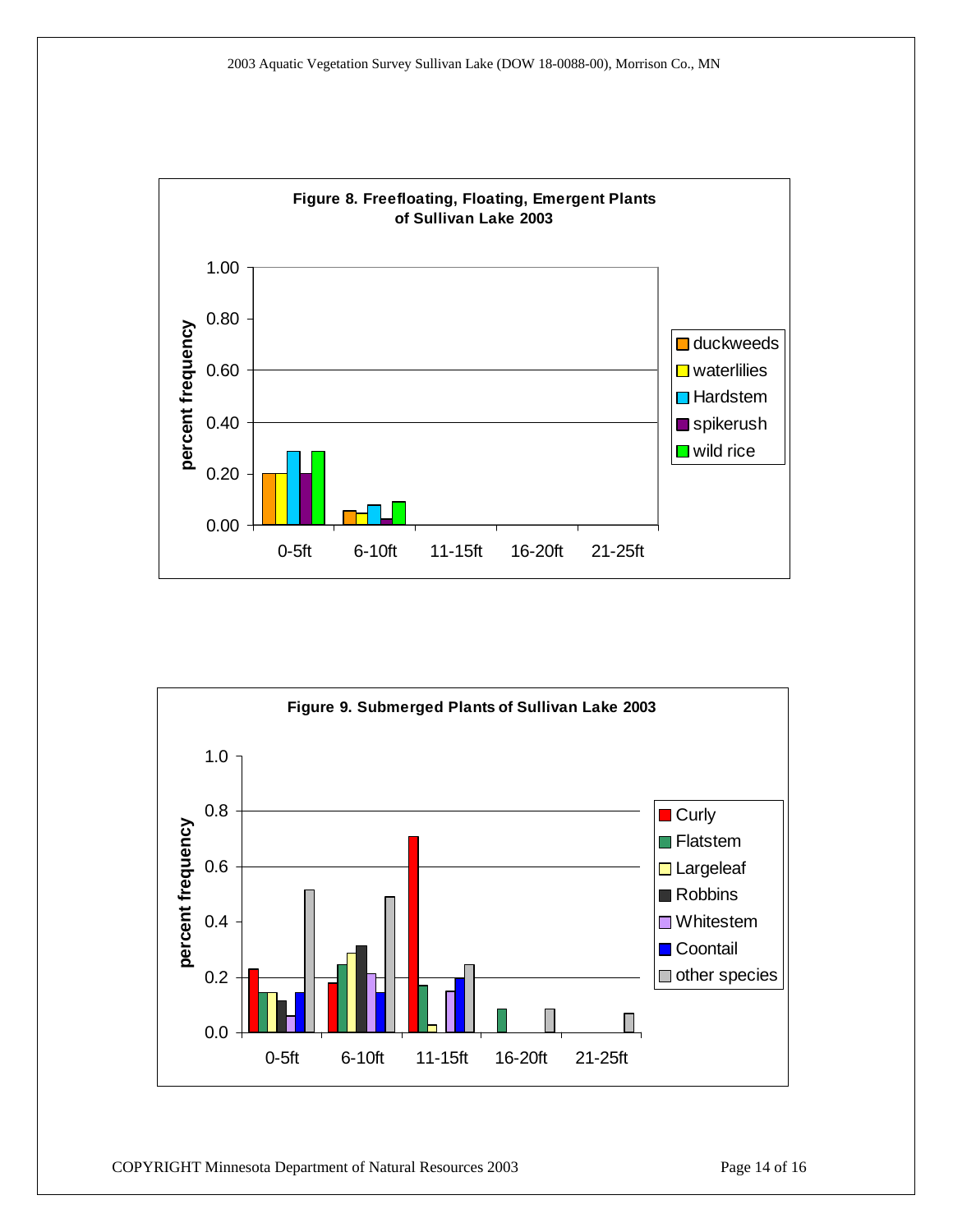**Figure 8. Freefloating, Floating, Emergent Plants of Sullivan Lake 2003**

**Figure 9. Submerged Plants of Sullivan Lake 2003**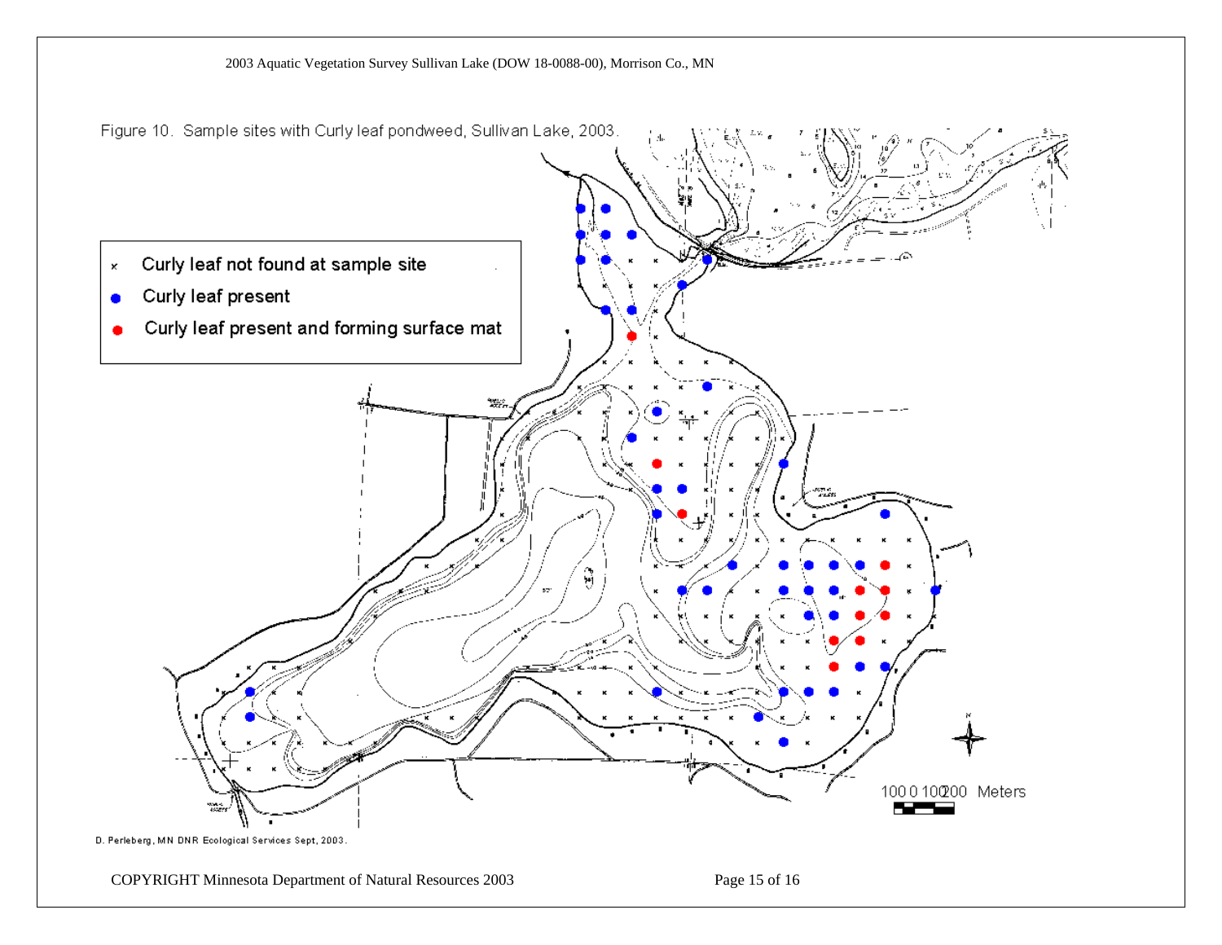Figure 10. Sample sites with Curly leaf pondweed, Sullivan Lake, 2003.

- × Curly leaf not found at sample site
- ● Curly leaf present
- ● Curly leaf present and forming surface mat

100 0 100 200 Meters

D. Perleberg, MN DNR Ecological Services Sept, 2003.

COPYRIGHT Minnesota Department of Natural Resources 2003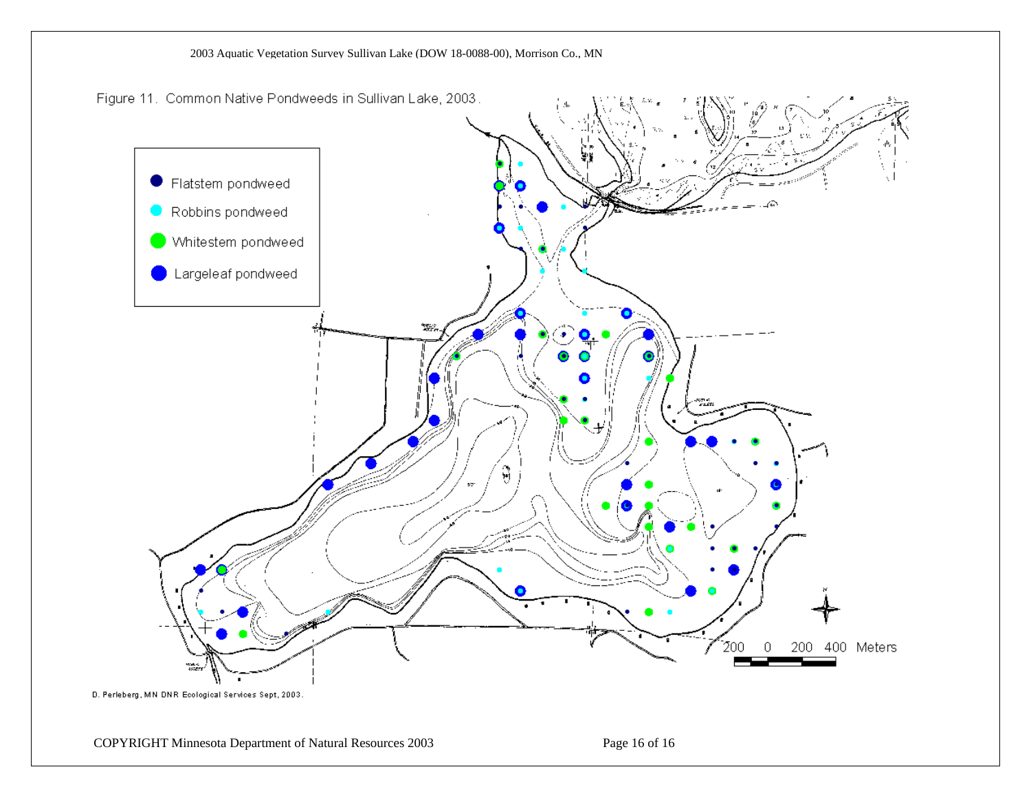Figure 11. Common Native Pondweeds in Sullivan Lake, 2003.

Flatstem pondweed

Robbins pondweed

Whitestem pondweed

Largeleaf pondweed

200 0 200 400 Meters

D. Perleberg, MN DNR Ecological Services Sept, 2003.

COPYRIGHT Minnesota Department of Natural Resources 2003